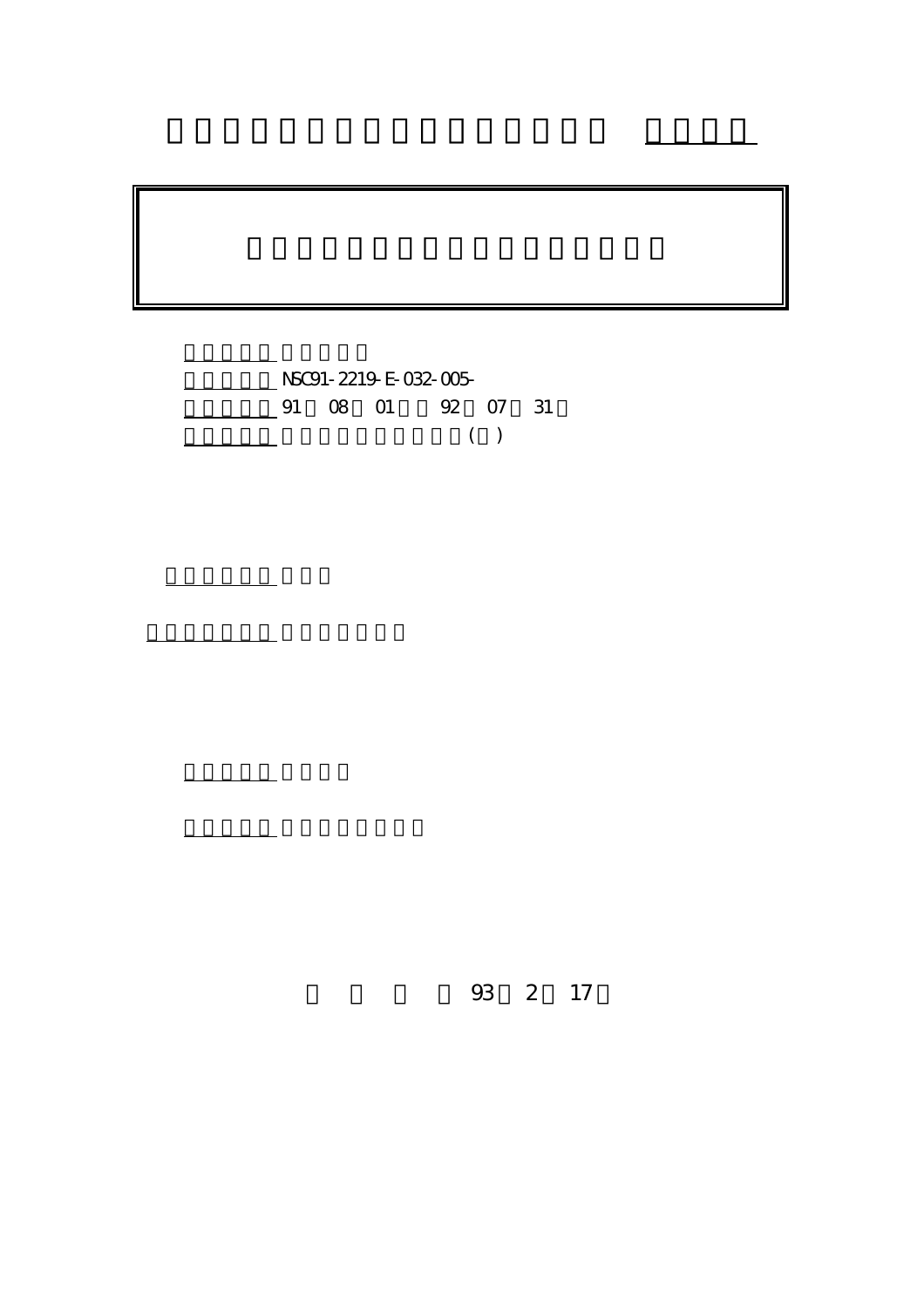NSC91-2219-E-032-005-

91 08 01 92 07 31

( )

93 2 17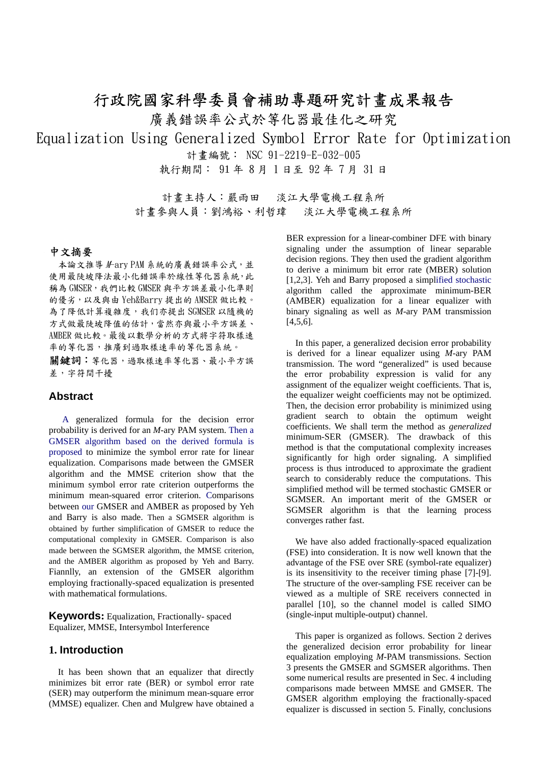# 行政院國家科學委員會補助專題研究計畫成果報告

## 廣義錯誤率公式於等化器最佳化之研究

## Equalization Using Generalized Symbol Error Rate for Optimization

計畫編號： NSC 91-2219-E-032-005

執行期間： 91 年 8 月 1 日至 92 年 7 月 31 日

計畫主持人：嚴雨田　淡江大學電機工程系所

計畫參與人員：劉鴻裕、利哲瑋　淡江大學電機工程系所

### 中文摘要

本論文推導 *M*-ary PAM 系統的廣義錯誤率公式，並使用最陡坡降法最小化錯誤率於線性等化器系統，此稱為 GMSER，我們比較 GMSER 與平方誤差最小化準則的優劣，以及與由 Yeh&Barry 提出的 AMSER 做比較。為了降低計算複雜度，我們亦提出 SGMSER 以隨機的方式做最陡坡降值的估計，當然亦與最小平方誤差、AMBER 做比較。最後以數學分析的方式將字符取樣速率的等化器，推廣到過取樣速率的等化器系統。

**關鍵詞：**等化器，過取樣速率等化器、最小平方誤差，字符間干擾

### Abstract

A generalized formula for the decision error probability is derived for an *M*-ary PAM system. Then a GMSER algorithm based on the derived formula is proposed to minimize the symbol error rate for linear equalization. Comparisons made between the GMSER algorithm and the MMSE criterion show that the minimum symbol error rate criterion outperforms the minimum mean-squared error criterion. Comparisons between our GMSER and AMBER as proposed by Yeh and Barry is also made. Then a SGMSER algorithm is obtained by further simplification of GMSER to reduce the computational complexity in GMSER. Comparison is also made between the SGMSER algorithm, the MMSE criterion, and the AMBER algorithm as proposed by Yeh and Barry. Fiannlly, an extension of the GMSER algorithm employing fractionally-spaced equalization is presented with mathematical formulations.

**Keywords:** Equalization, Fractionally- spaced Equalizer, MMSE, Intersymbol Interference

### 1. Introduction

It has been shown that an equalizer that directly minimizes bit error rate (BER) or symbol error rate (SER) may outperform the minimum mean-square error (MMSE) equalizer. Chen and Mulgrew have obtained a BER expression for a linear-combiner DFE with binary signaling under the assumption of linear separable decision regions. They then used the gradient algorithm to derive a minimum bit error rate (MBER) solution [1,2,3]. Yeh and Barry proposed a simplified stochastic algorithm called the approximate minimum-BER (AMBER) equalization for a linear equalizer with binary signaling as well as *M*-ary PAM transmission [4,5,6].

In this paper, a generalized decision error probability is derived for a linear equalizer using *M*-ary PAM transmission. The word "generalized" is used because the error probability expression is valid for any assignment of the equalizer weight coefficients. That is, the equalizer weight coefficients may not be optimized. Then, the decision error probability is minimized using gradient search to obtain the optimum weight coefficients. We shall term the method as *generalized* minimum-SER (GMSER). The drawback of this method is that the computational complexity increases significantly for high order signaling. A simplified process is thus introduced to approximate the gradient search to considerably reduce the computations. This simplified method will be termed stochastic GMSER or SGMSER. An important merit of the GMSER or SGMSER algorithm is that the learning process converges rather fast.

We have also added fractionally-spaced equalization (FSE) into consideration. It is now well known that the advantage of the FSE over SRE (symbol-rate equalizer) is its insensitivity to the receiver timing phase [7]-[9]. The structure of the over-sampling FSE receiver can be viewed as a multiple of SRE receivers connected in parallel [10], so the channel model is called SIMO (single-input multiple-output) channel.

This paper is organized as follows. Section 2 derives the generalized decision error probability for linear equalization employing *M*-PAM transmissions. Section 3 presents the GMSER and SGMSER algorithms. Then some numerical results are presented in Sec. 4 including comparisons made between MMSE and GMSER. The GMSER algorithm employing the fractionally-spaced equalizer is discussed in section 5. Finally, conclusions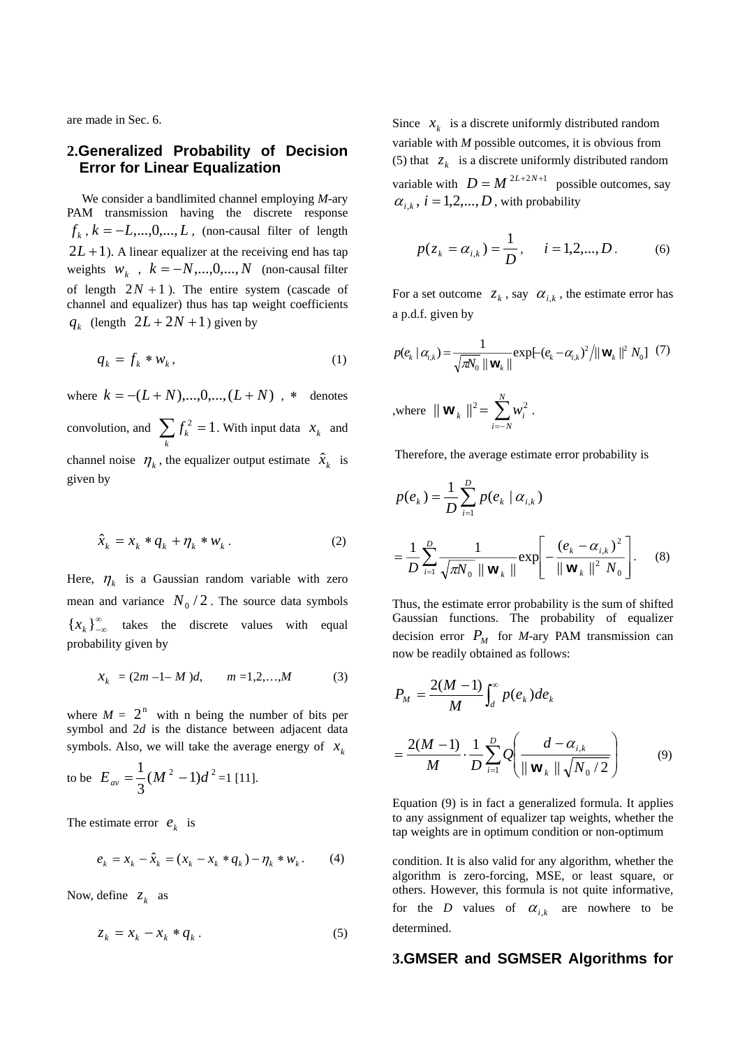are made in Sec. 6.

## 2. Generalized Probability of Decision Error for Linear Equalization

We consider a bandlimited channel employing *M*-ary PAM transmission having the discrete response $f_k$, $k=-L,...,0,...,L$, (non-causal filter of length $2L+1$). A linear equalizer at the receiving end has tap weights $w_k$, $k=-N,...,0,...,N$ (non-causal filter of length $2N+1$). The entire system (cascade of channel and equalizer) thus has tap weight coefficients $q_k$ (length $2L+2N+1$) given by

$$q_k = f_k * w_k, \tag{1}$$

where $k=-(L+N),...,0,...,(L+N)$, $*$ denotes convolution, and $\sum_k f_k^2 = 1$. With input data $x_k$ and channel noise $\eta_k$, the equalizer output estimate $\hat{x}_k$ is given by

$$\hat{x}_k = x_k * q_k + \eta_k * w_k. \tag{2}$$

Here, $\eta_k$ is a Gaussian random variable with zero mean and variance $N_0/2$. The source data symbols $\{x_k\}_{-\infty}^{\infty}$ takes the discrete values with equal probability given by

$$x_k = (2m-1-M)d, \qquad m=1,2,\ldots,M \tag{3}$$

where $M = 2^n$ with n being the number of bits per symbol and $2d$ is the distance between adjacent data symbols. Also, we will take the average energy of $x_k$ to be $E_{av} = \frac{1}{3}(M^2-1)d^2 = 1$ [11].

The estimate error $e_k$ is

$$e_k = x_k - \hat{x}_k = (x_k - x_k * q_k) - \eta_k * w_k. \tag{4}$$

Now, define $z_k$ as

$$z_k = x_k - x_k * q_k. \tag{5}$$

Since $x_k$ is a discrete uniformly distributed random variable with *M* possible outcomes, it is obvious from (5) that $z_k$ is a discrete uniformly distributed random variable with $D = M^{2L+2N+1}$ possible outcomes, say $\alpha_{i,k}$, $i=1,2,...,D$, with probability

$$p(z_k = \alpha_{i,k}) = \frac{1}{D}, \qquad i=1,2,...,D. \tag{6}$$

For a set outcome $z_k$, say $\alpha_{i,k}$, the estimate error has a p.d.f. given by

$$p(e_k \mid \alpha_{i,k}) = \frac{1}{\sqrt{\pi N_0}\,\|\mathbf{w}_k\|}\exp\left[-(e_k-\alpha_{i,k})^2 \Big/ \|\mathbf{w}_k\|^2 N_0\right] \tag{7}$$

,where $\|\mathbf{w}_k\|^2 = \sum_{i=-N}^{N} w_i^2$.

Therefore, the average estimate error probability is

$$p(e_k) = \frac{1}{D}\sum_{i=1}^{D} p(e_k \mid \alpha_{i,k})$$

$$= \frac{1}{D}\sum_{i=1}^{D}\frac{1}{\sqrt{\pi N_0}\,\|\mathbf{w}_k\|}\exp\left[-\frac{(e_k-\alpha_{i,k})^2}{\|\mathbf{w}_k\|^2 N_0}\right]. \tag{8}$$

Thus, the estimate error probability is the sum of shifted Gaussian functions. The probability of equalizer decision error $P_M$ for *M*-ary PAM transmission can now be readily obtained as follows:

$$P_M = \frac{2(M-1)}{M}\int_d^{\infty} p(e_k)\,de_k$$

$$= \frac{2(M-1)}{M}\cdot\frac{1}{D}\sum_{i=1}^{D} Q\left(\frac{d-\alpha_{i,k}}{\|\mathbf{w}_k\|\sqrt{N_0/2}}\right) \tag{9}$$

Equation (9) is in fact a generalized formula. It applies to any assignment of equalizer tap weights, whether the tap weights are in optimum condition or non-optimum condition. It is also valid for any algorithm, whether the algorithm is zero-forcing, MSE, or least square, or others. However, this formula is not quite informative, for the *D* values of $\alpha_{i,k}$ are nowhere to be determined.

## 3. GMSER and SGMSER Algorithms for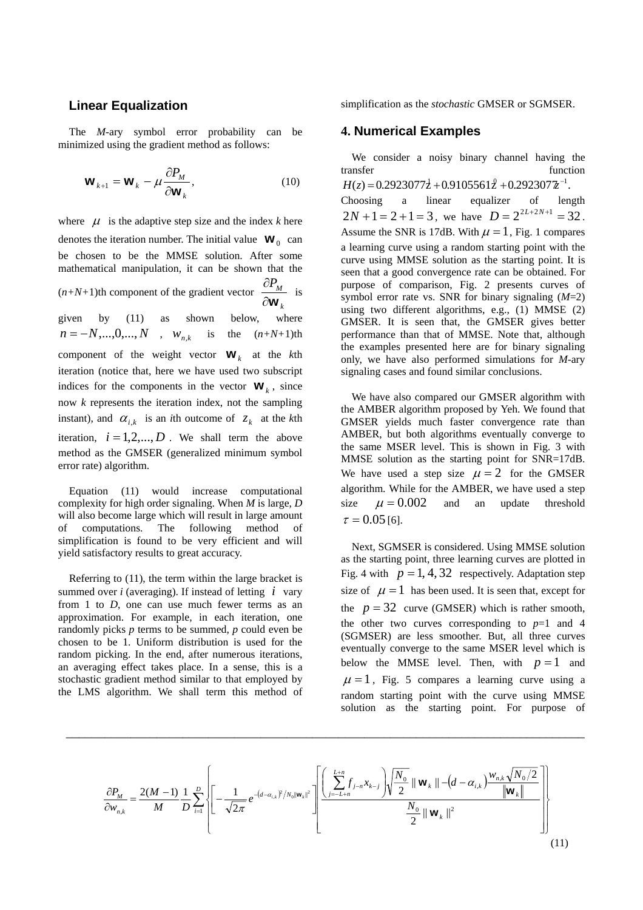### Linear Equalization

The *M*-ary symbol error probability can be minimized using the gradient method as follows:

$$\mathbf{w}_{k+1} = \mathbf{w}_k - \mu \frac{\partial P_M}{\partial \mathbf{w}_k}, \tag{10}$$

where $\mu$ is the adaptive step size and the index *k* here denotes the iteration number. The initial value $\mathbf{w}_0$ can be chosen to be the MMSE solution. After some mathematical manipulation, it can be shown that the (*n*+*N*+1)th component of the gradient vector $\frac{\partial P_M}{\partial \mathbf{w}_k}$ is given by (11) as shown below, where $n = -N,...,0,...,N$, $w_{n,k}$ is the (*n*+*N*+1)th component of the weight vector $\mathbf{w}_k$ at the *k*th iteration (notice that, here we have used two subscript indices for the components in the vector $\mathbf{w}_k$, since now *k* represents the iteration index, not the sampling instant), and $\alpha_{i,k}$ is an *i*th outcome of $z_k$ at the *k*th iteration, $i = 1,2,...,D$. We shall term the above method as the GMSER (generalized minimum symbol error rate) algorithm.

Equation (11) would increase computational complexity for high order signaling. When *M* is large, *D* will also become large which will result in large amount of computations. The following method of simplification is found to be very efficient and will yield satisfactory results to great accuracy.

Referring to (11), the term within the large bracket is summed over *i* (averaging). If instead of letting $i$ vary from 1 to *D*, one can use much fewer terms as an approximation. For example, in each iteration, one randomly picks *p* terms to be summed, *p* could even be chosen to be 1. Uniform distribution is used for the random picking. In the end, after numerous iterations, an averaging effect takes place. In a sense, this is a stochastic gradient method similar to that employed by the LMS algorithm. We shall term this method of simplification as the *stochastic* GMSER or SGMSER.

## 4. Numerical Examples

We consider a noisy binary channel having the transfer function $H(z) = 0.2923077z^{1} + 0.9105561z^{0} + 0.2923077z^{-1}$. Choosing a linear equalizer of length $2N+1 = 2+1 = 3$, we have $D = 2^{2L+2N+1} = 32$. Assume the SNR is 17dB. With $\mu = 1$, Fig. 1 compares a learning curve using a random starting point with the curve using MMSE solution as the starting point. It is seen that a good convergence rate can be obtained. For purpose of comparison, Fig. 2 presents curves of symbol error rate vs. SNR for binary signaling (*M*=2) using two different algorithms, e.g., (1) MMSE (2) GMSER. It is seen that, the GMSER gives better performance than that of MMSE. Note that, although the examples presented here are for binary signaling only, we have also performed simulations for *M*-ary signaling cases and found similar conclusions.

We have also compared our GMSER algorithm with the AMBER algorithm proposed by Yeh. We found that GMSER yields much faster convergence rate than AMBER, but both algorithms eventually converge to the same MSER level. This is shown in Fig. 3 with MMSE solution as the starting point for SNR=17dB. We have used a step size $\mu = 2$ for the GMSER algorithm. While for the AMBER, we have used a step size $\mu = 0.002$ and an update threshold $\tau = 0.05$ [6].

Next, SGMSER is considered. Using MMSE solution as the starting point, three learning curves are plotted in Fig. 4 with $p = 1, 4, 32$ respectively. Adaptation step size of $\mu = 1$ has been used. It is seen that, except for the $p = 32$ curve (GMSER) which is rather smooth, the other two curves corresponding to *p*=1 and 4 (SGMSER) are less smoother. But, all three curves eventually converge to the same MSER level which is below the MMSE level. Then, with $p = 1$ and $\mu = 1$, Fig. 5 compares a learning curve using a random starting point with the curve using MMSE solution as the starting point. For purpose of

---

$$\frac{\partial P_M}{\partial w_{n,k}} = \frac{2(M-1)}{M}\frac{1}{D}\sum_{i=1}^{D}\left\{\left[-\frac{1}{\sqrt{2\pi}}e^{-\left(d-\alpha_{i,k}\right)^2/N_0\|\mathbf{w}_k\|^2}\right]\left[\frac{\left(\sum_{j=-L+n}^{L+n} f_{j-n}x_{k-j}\right)\sqrt{\frac{N_0}{2}}\|\mathbf{w}_k\| - \left(d-\alpha_{i,k}\right)\frac{w_{n,k}\sqrt{N_0/2}}{\|\mathbf{w}_k\|}}{\frac{N_0}{2}\|\mathbf{w}_k\|^2}\right]\right\} \tag{11}$$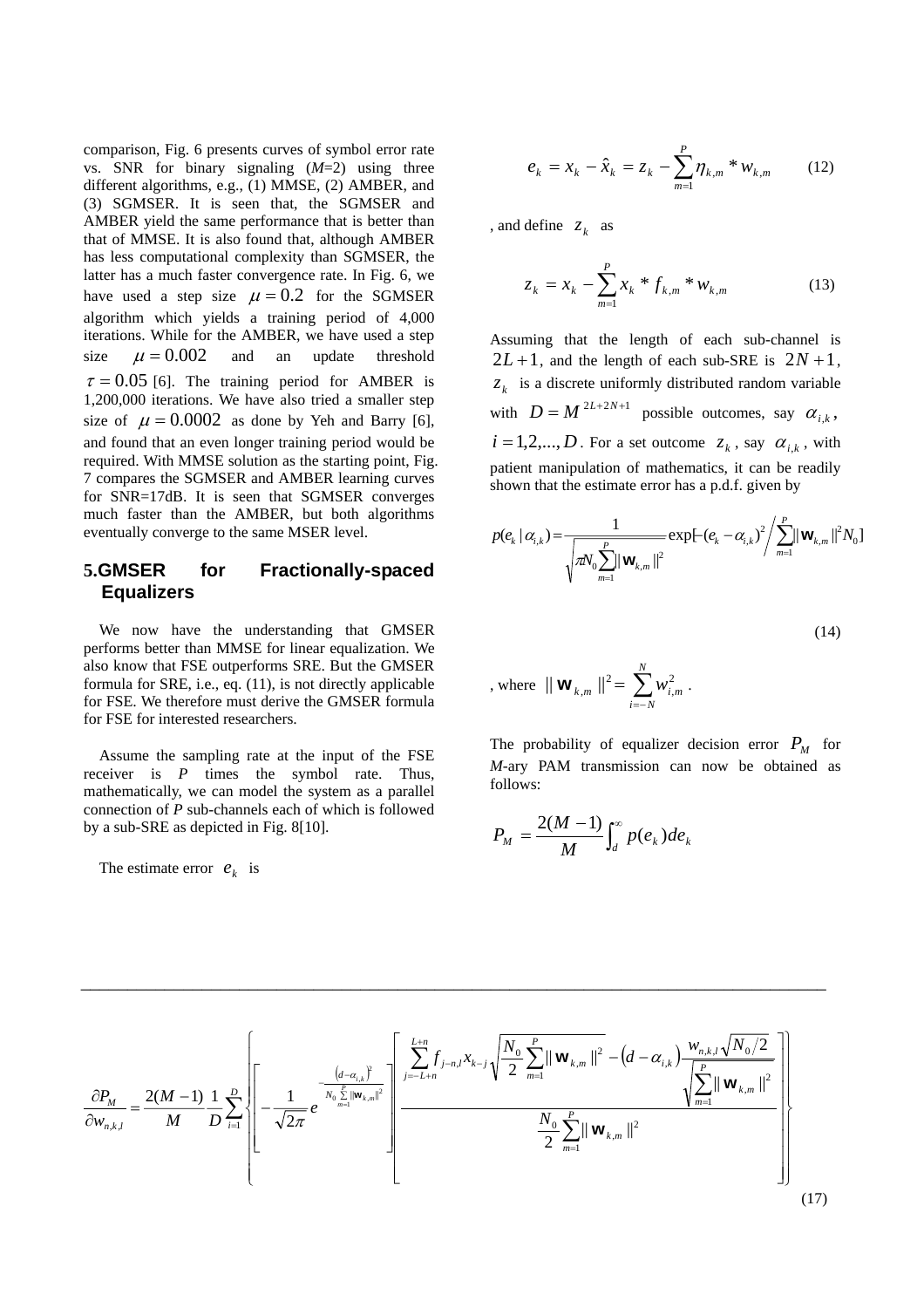comparison, Fig. 6 presents curves of symbol error rate vs. SNR for binary signaling ($M$=2) using three different algorithms, e.g., (1) MMSE, (2) AMBER, and (3) SGMSER. It is seen that, the SGMSER and AMBER yield the same performance that is better than that of MMSE. It is also found that, although AMBER has less computational complexity than SGMSER, the latter has a much faster convergence rate. In Fig. 6, we have used a step size $\mu = 0.2$ for the SGMSER algorithm which yields a training period of 4,000 iterations. While for the AMBER, we have used a step size $\mu = 0.002$ and an update threshold $\tau = 0.05$ [6]. The training period for AMBER is 1,200,000 iterations. We have also tried a smaller step size of $\mu = 0.0002$ as done by Yeh and Barry [6], and found that an even longer training period would be required. With MMSE solution as the starting point, Fig. 7 compares the SGMSER and AMBER learning curves for SNR=17dB. It is seen that SGMSER converges much faster than the AMBER, but both algorithms eventually converge to the same MSER level.

## 5.GMSER for Fractionally-spaced Equalizers

We now have the understanding that GMSER performs better than MMSE for linear equalization. We also know that FSE outperforms SRE. But the GMSER formula for SRE, i.e., eq. (11), is not directly applicable for FSE. We therefore must derive the GMSER formula for FSE for interested researchers.

Assume the sampling rate at the input of the FSE receiver is $P$ times the symbol rate. Thus, mathematically, we can model the system as a parallel connection of $P$ sub-channels each of which is followed by a sub-SRE as depicted in Fig. 8[10].

The estimate error $e_k$ is

$$e_k = x_k - \hat{x}_k = z_k - \sum_{m=1}^{P} \eta_{k,m} * w_{k,m} \qquad (12)$$

, and define $z_k$ as

$$z_k = x_k - \sum_{m=1}^{P} x_k * f_{k,m} * w_{k,m} \qquad (13)$$

Assuming that the length of each sub-channel is $2L+1$, and the length of each sub-SRE is $2N+1$, $z_k$ is a discrete uniformly distributed random variable with $D = M^{2L+2N+1}$ possible outcomes, say $\alpha_{i,k}$, $i = 1,2,...,D$. For a set outcome $z_k$, say $\alpha_{i,k}$, with patient manipulation of mathematics, it can be readily shown that the estimate error has a p.d.f. given by

$$p(e_k \mid \alpha_{i,k}) = \frac{1}{\sqrt{\pi N_0 \sum_{m=1}^{P} \| \mathbf{w}_{k,m} \|^2}} \exp[-(e_k - \alpha_{i,k})^2 \Big/ \sum_{m=1}^{P} \| \mathbf{w}_{k,m} \|^2 N_0] \qquad (14)$$

, where $\| \mathbf{w}_{k,m} \|^2 = \sum_{i=-N}^{N} w_{i,m}^2$ .

The probability of equalizer decision error $P_M$ for $M$-ary PAM transmission can now be obtained as follows:

$$P_M = \frac{2(M-1)}{M} \int_d^{\infty} p(e_k) de_k$$

$$\frac{\partial P_M}{\partial w_{n,k,l}} = \frac{2(M-1)}{M} \frac{1}{D} \sum_{i=1}^{D} \left\{ \left[ -\frac{1}{\sqrt{2\pi}} e^{-\frac{\left(d-\alpha_{i,k}\right)^2}{N_0 \sum_{m=1}^{P} \| \mathbf{w}_{k,m} \|^2}} \right] \left[ \frac{\sum_{j=-L+n}^{L+n} f_{j-n,l} x_{k-j} \sqrt{\frac{N_0}{2} \sum_{m=1}^{P} \| \mathbf{w}_{k,m} \|^2} - \left(d - \alpha_{i,k}\right) \frac{w_{n,k,l} \sqrt{N_0/2}}{\sqrt{\sum_{m=1}^{P} \| \mathbf{w}_{k,m} \|^2}}}{\frac{N_0}{2} \sum_{m=1}^{P} \| \mathbf{w}_{k,m} \|^2} \right] \right\} \qquad (17)$$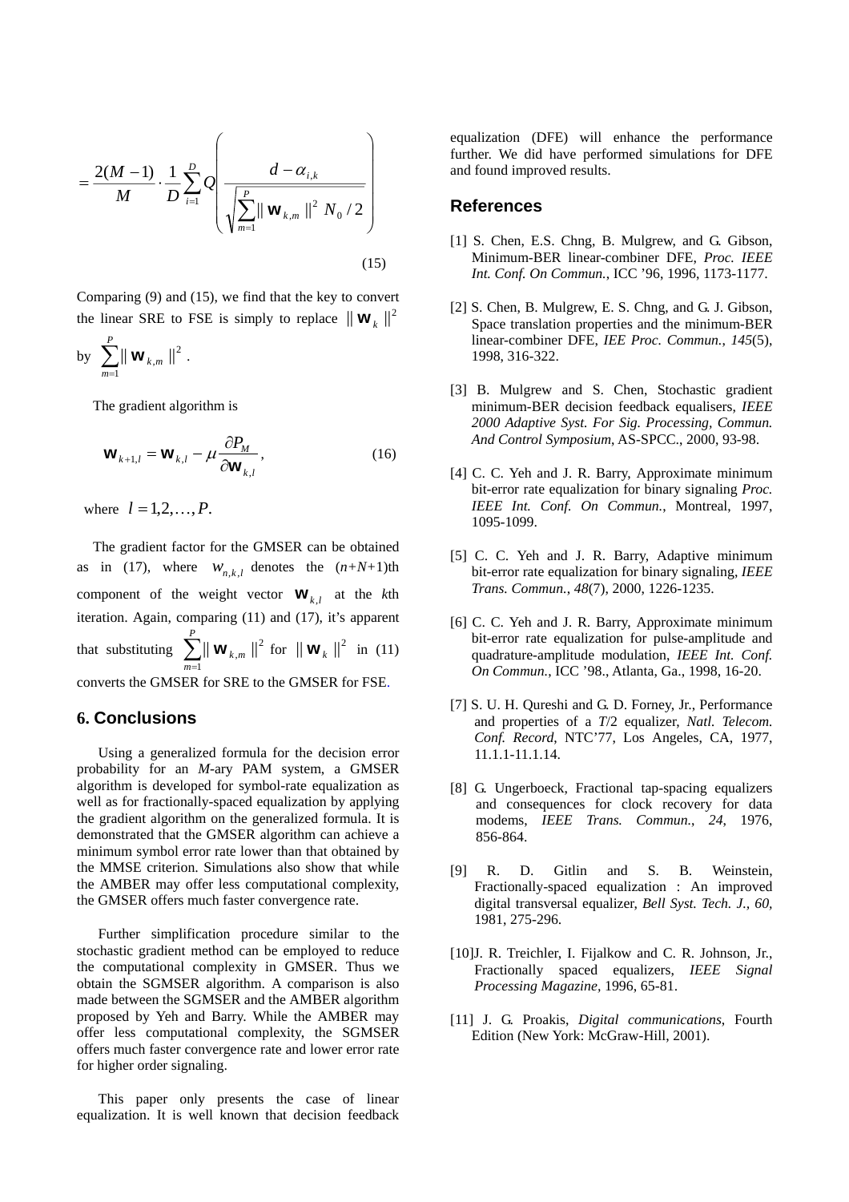$$= \frac{2(M-1)}{M} \cdot \frac{1}{D} \sum_{i=1}^{D} Q\left( \frac{d - \alpha_{i,k}}{\sqrt{\sum_{m=1}^{P} \| \mathbf{w}_{k,m} \|^2 \ N_0 / 2}} \right) \tag{15}$$

Comparing (9) and (15), we find that the key to convert the linear SRE to FSE is simply to replace $\| \mathbf{w}_k \|^2$ by $\sum_{m=1}^{P} \| \mathbf{w}_{k,m} \|^2$.

The gradient algorithm is

$$\mathbf{w}_{k+1,l} = \mathbf{w}_{k,l} - \mu \frac{\partial P_M}{\partial \mathbf{w}_{k,l}}, \tag{16}$$

where $l = 1,2,\ldots,P.$

The gradient factor for the GMSER can be obtained as in (17), where $w_{n,k,l}$ denotes the $(n+N+1)$th component of the weight vector $\mathbf{w}_{k,l}$ at the $k$th iteration. Again, comparing (11) and (17), it's apparent that substituting $\sum_{m=1}^{P} \| \mathbf{w}_{k,m} \|^2$ for $\| \mathbf{w}_k \|^2$ in (11) converts the GMSER for SRE to the GMSER for FSE.

## 6. Conclusions

Using a generalized formula for the decision error probability for an *M*-ary PAM system, a GMSER algorithm is developed for symbol-rate equalization as well as for fractionally-spaced equalization by applying the gradient algorithm on the generalized formula. It is demonstrated that the GMSER algorithm can achieve a minimum symbol error rate lower than that obtained by the MMSE criterion. Simulations also show that while the AMBER may offer less computational complexity, the GMSER offers much faster convergence rate.

Further simplification procedure similar to the stochastic gradient method can be employed to reduce the computational complexity in GMSER. Thus we obtain the SGMSER algorithm. A comparison is also made between the SGMSER and the AMBER algorithm proposed by Yeh and Barry. While the AMBER may offer less computational complexity, the SGMSER offers much faster convergence rate and lower error rate for higher order signaling.

This paper only presents the case of linear equalization. It is well known that decision feedback equalization (DFE) will enhance the performance further. We did have performed simulations for DFE and found improved results.

## References

[1] S. Chen, E.S. Chng, B. Mulgrew, and G. Gibson, Minimum-BER linear-combiner DFE, *Proc. IEEE Int. Conf. On Commun.*, ICC '96, 1996, 1173-1177.

[2] S. Chen, B. Mulgrew, E. S. Chng, and G. J. Gibson, Space translation properties and the minimum-BER linear-combiner DFE, *IEE Proc. Commun.*, *145*(5), 1998, 316-322.

[3] B. Mulgrew and S. Chen, Stochastic gradient minimum-BER decision feedback equalisers, *IEEE 2000 Adaptive Syst. For Sig. Processing, Commun. And Control Symposium*, AS-SPCC., 2000, 93-98.

[4] C. C. Yeh and J. R. Barry, Approximate minimum bit-error rate equalization for binary signaling *Proc. IEEE Int. Conf. On Commun.*, Montreal, 1997, 1095-1099.

[5] C. C. Yeh and J. R. Barry, Adaptive minimum bit-error rate equalization for binary signaling, *IEEE Trans. Commun.*, *48*(7), 2000, 1226-1235.

[6] C. C. Yeh and J. R. Barry, Approximate minimum bit-error rate equalization for pulse-amplitude and quadrature-amplitude modulation, *IEEE Int. Conf. On Commun.*, ICC '98., Atlanta, Ga., 1998, 16-20.

[7] S. U. H. Qureshi and G. D. Forney, Jr., Performance and properties of a *T*/2 equalizer, *Natl. Telecom. Conf. Record*, NTC'77, Los Angeles, CA, 1977, 11.1.1-11.1.14.

[8] G. Ungerboeck, Fractional tap-spacing equalizers and consequences for clock recovery for data modems, *IEEE Trans. Commun.*, *24*, 1976, 856-864.

[9] R. D. Gitlin and S. B. Weinstein, Fractionally-spaced equalization : An improved digital transversal equalizer, *Bell Syst. Tech. J.*, *60*, 1981, 275-296.

[10] J. R. Treichler, I. Fijalkow and C. R. Johnson, Jr., Fractionally spaced equalizers, *IEEE Signal Processing Magazine*, 1996, 65-81.

[11] J. G. Proakis, *Digital communications*, Fourth Edition (New York: McGraw-Hill, 2001).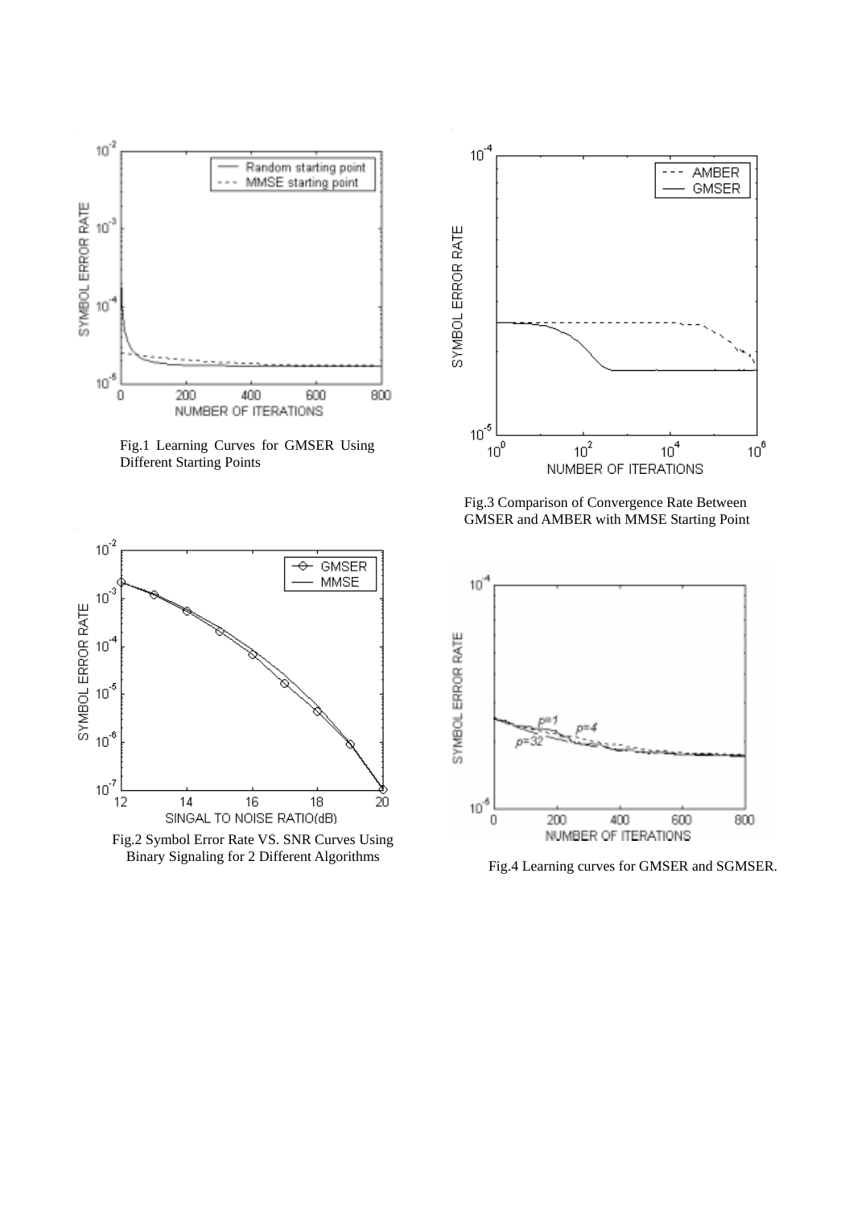Fig.1 Learning Curves for GMSER Using Different Starting Points

Fig.3 Comparison of Convergence Rate Between GMSER and AMBER with MMSE Starting Point

Fig.2 Symbol Error Rate VS. SNR Curves Using Binary Signaling for 2 Different Algorithms

Fig.4 Learning curves for GMSER and SGMSER.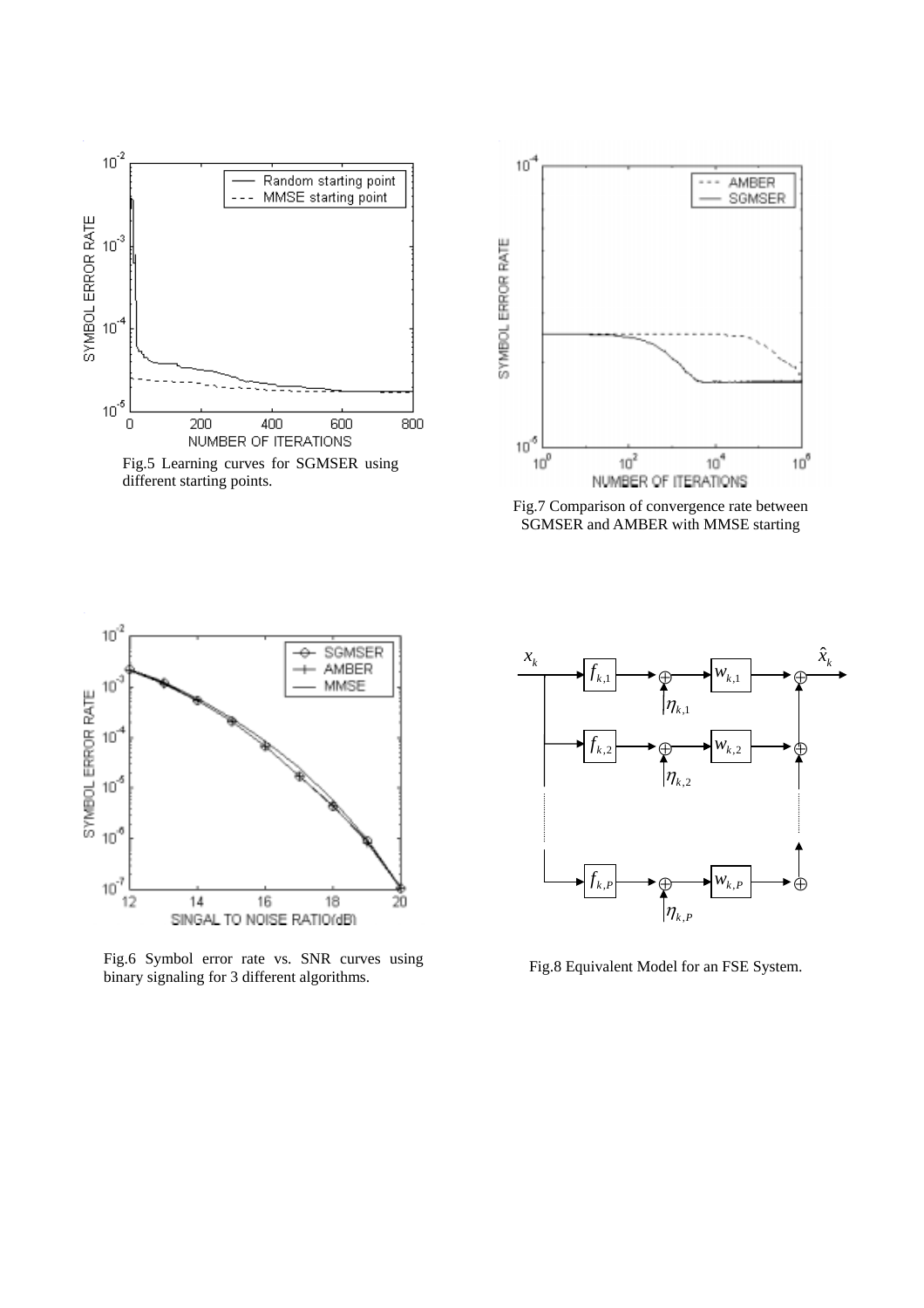Fig.5 Learning curves for SGMSER using different starting points.

Fig.7 Comparison of convergence rate between SGMSER and AMBER with MMSE starting

Fig.6 Symbol error rate vs. SNR curves using binary signaling for 3 different algorithms.

Fig.8 Equivalent Model for an FSE System.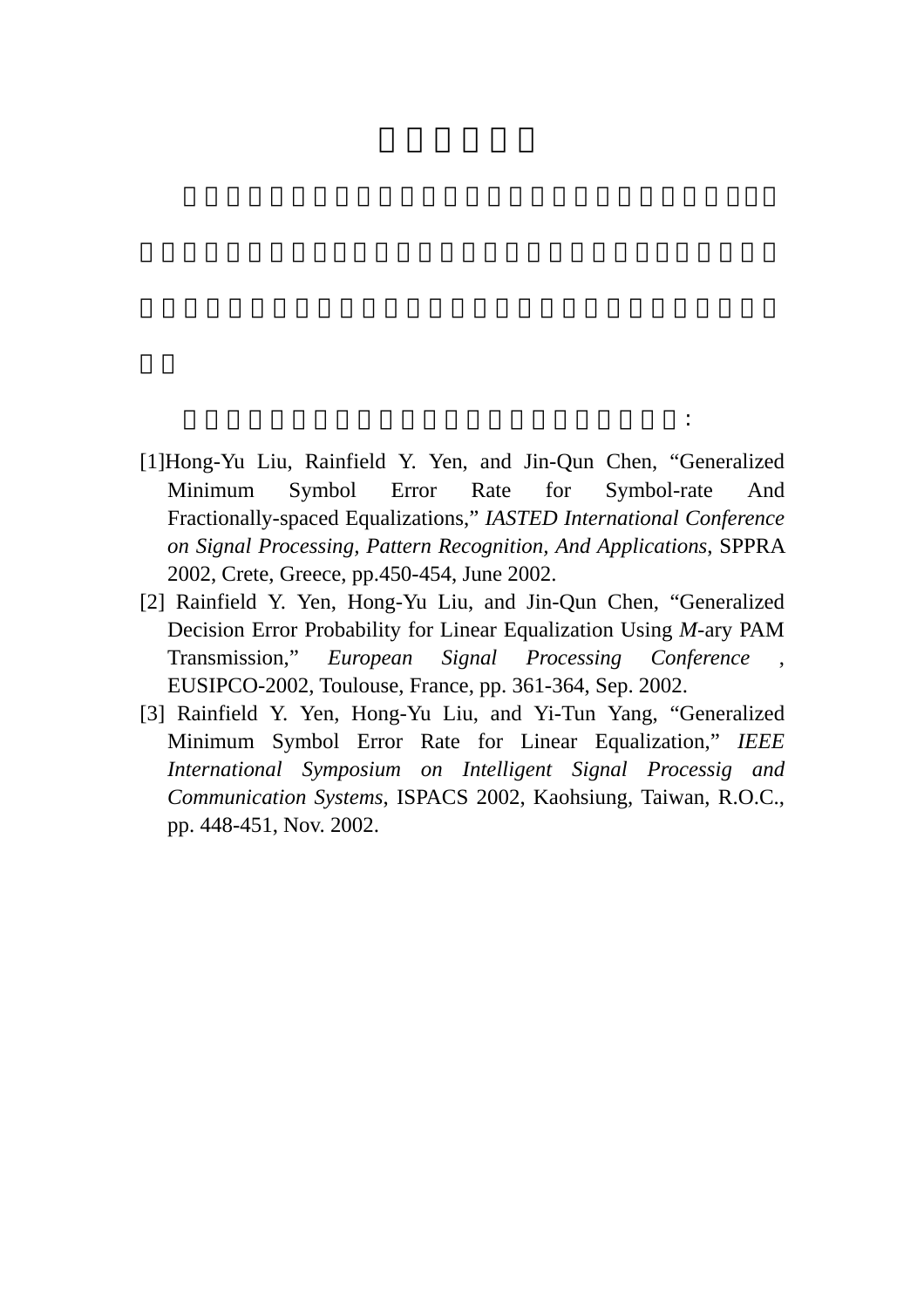[1]Hong-Yu Liu, Rainfield Y. Yen, and Jin-Qun Chen, “Generalized Minimum Symbol Error Rate for Symbol-rate And Fractionally-spaced Equalizations,” *IASTED International Conference on Signal Processing, Pattern Recognition, And Applications*, SPPRA 2002, Crete, Greece, pp.450-454, June 2002.

[2] Rainfield Y. Yen, Hong-Yu Liu, and Jin-Qun Chen, “Generalized Decision Error Probability for Linear Equalization Using *M*-ary PAM Transmission,” *European Signal Processing Conference* , EUSIPCO-2002, Toulouse, France, pp. 361-364, Sep. 2002.

[3] Rainfield Y. Yen, Hong-Yu Liu, and Yi-Tun Yang, “Generalized Minimum Symbol Error Rate for Linear Equalization,” *IEEE International Symposium on Intelligent Signal Processig and Communication Systems*, ISPACS 2002, Kaohsiung, Taiwan, R.O.C., pp. 448-451, Nov. 2002.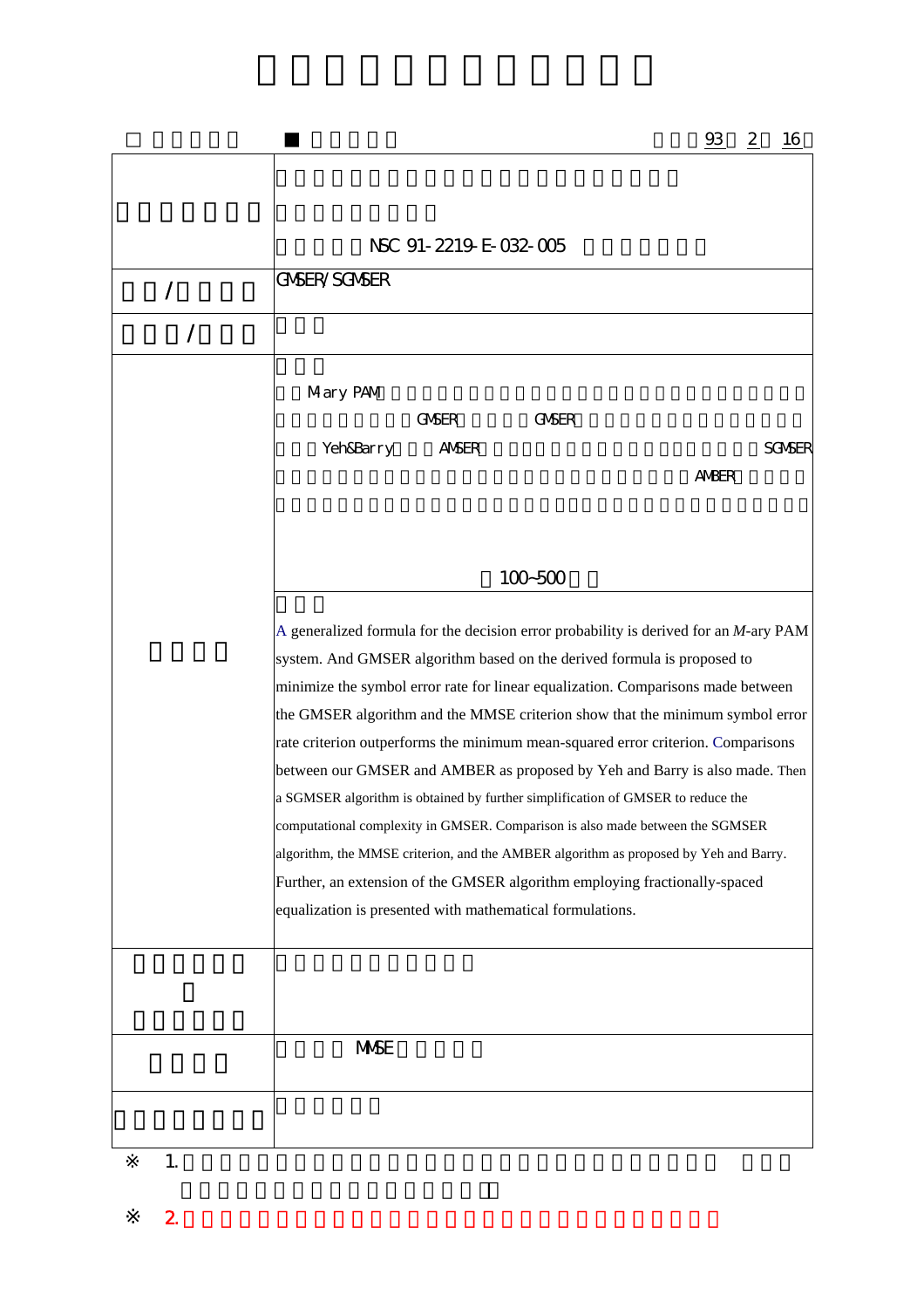□ ■ 93 2 16

| | |
|---|---|
| | NSC 91-2219-E-032-005 |
| / | GMSER/SGMSER |
| / | |
| | M-ary PAM GMSER GMSER Yeh&Barry AMSER SGMSER AMBER<br><br>100~500<br><br>A generalized formula for the decision error probability is derived for an *M*-ary PAM system. And GMSER algorithm based on the derived formula is proposed to minimize the symbol error rate for linear equalization. Comparisons made between the GMSER algorithm and the MMSE criterion show that the minimum symbol error rate criterion outperforms the minimum mean-squared error criterion. Comparisons between our GMSER and AMBER as proposed by Yeh and Barry is also made. Then a SGMSER algorithm is obtained by further simplification of GMSER to reduce the computational complexity in GMSER. Comparison is also made between the SGMSER algorithm, the MMSE criterion, and the AMBER algorithm as proposed by Yeh and Barry. Further, an extension of the GMSER algorithm employing fractionally-spaced equalization is presented with mathematical formulations. |
| | |
| | MMSE |
| | |

※ 1.

※ 2.